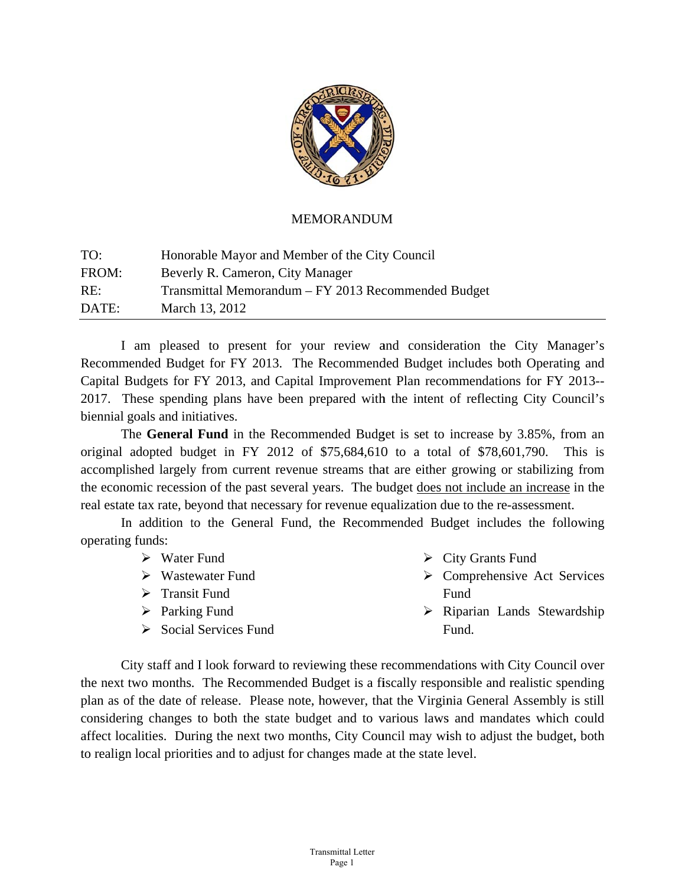MEMORANDUM

| | |
|---|---|
| TO: | Honorable Mayor and Member of the City Council |
| FROM: | Beverly R. Cameron, City Manager |
| RE: | Transmittal Memorandum – FY 2013 Recommended Budget |
| DATE: | March 13, 2012 |

I am pleased to present for your review and consideration the City Manager's Recommended Budget for FY 2013. The Recommended Budget includes both Operating and Capital Budgets for FY 2013, and Capital Improvement Plan recommendations for FY 2013--2017. These spending plans have been prepared with the intent of reflecting City Council's biennial goals and initiatives.

The **General Fund** in the Recommended Budget is set to increase by 3.85%, from an original adopted budget in FY 2012 of $75,684,610 to a total of $78,601,790. This is accomplished largely from current revenue streams that are either growing or stabilizing from the economic recession of the past several years. The budget does not include an increase in the real estate tax rate, beyond that necessary for revenue equalization due to the re-assessment.

In addition to the General Fund, the Recommended Budget includes the following operating funds:

- Water Fund
- Wastewater Fund
- Transit Fund
- Parking Fund
- Social Services Fund
- City Grants Fund
- Comprehensive Act Services Fund
- Riparian Lands Stewardship Fund.

City staff and I look forward to reviewing these recommendations with City Council over the next two months. The Recommended Budget is a fiscally responsible and realistic spending plan as of the date of release. Please note, however, that the Virginia General Assembly is still considering changes to both the state budget and to various laws and mandates which could affect localities. During the next two months, City Council may wish to adjust the budget, both to realign local priorities and to adjust for changes made at the state level.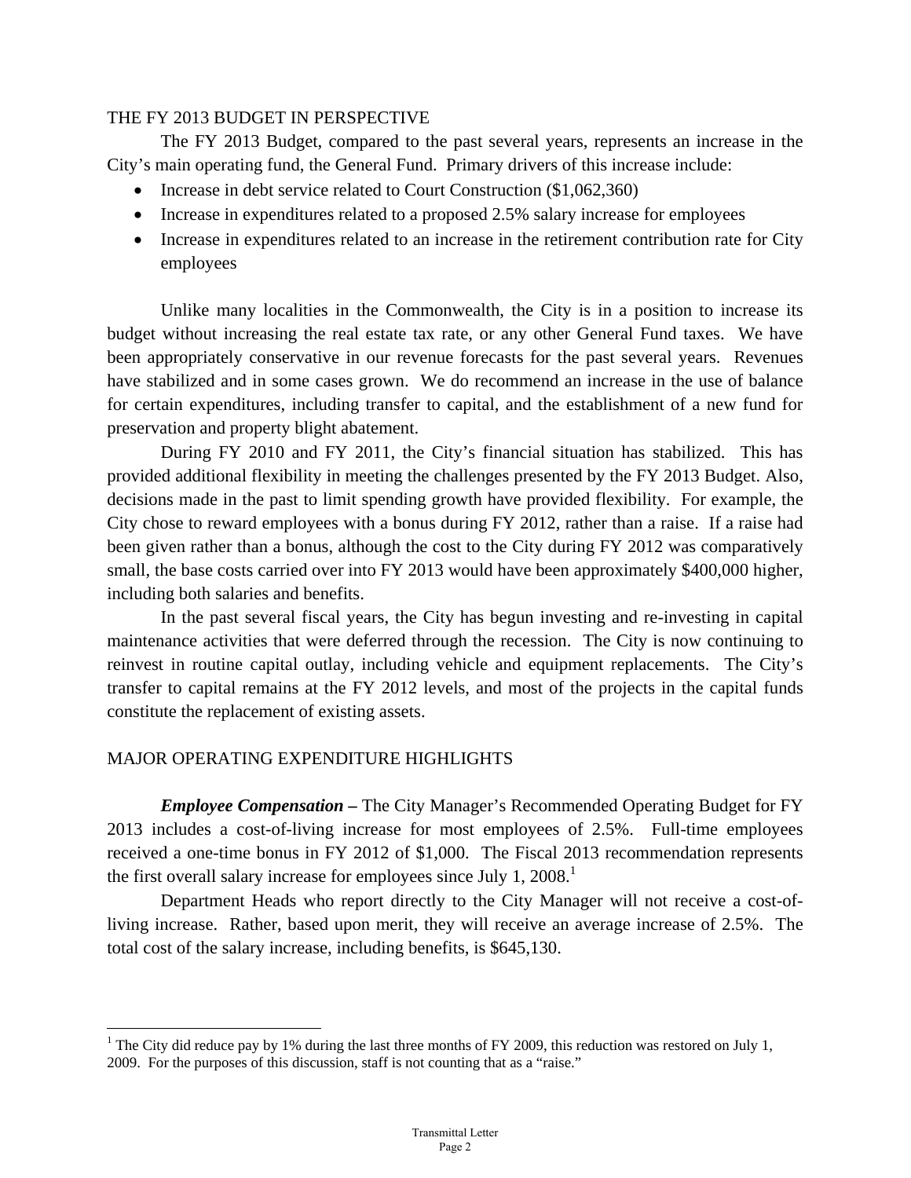## THE FY 2013 BUDGET IN PERSPECTIVE

The FY 2013 Budget, compared to the past several years, represents an increase in the City's main operating fund, the General Fund. Primary drivers of this increase include:

- Increase in debt service related to Court Construction ($1,062,360)
- Increase in expenditures related to a proposed 2.5% salary increase for employees
- Increase in expenditures related to an increase in the retirement contribution rate for City employees

Unlike many localities in the Commonwealth, the City is in a position to increase its budget without increasing the real estate tax rate, or any other General Fund taxes. We have been appropriately conservative in our revenue forecasts for the past several years. Revenues have stabilized and in some cases grown. We do recommend an increase in the use of balance for certain expenditures, including transfer to capital, and the establishment of a new fund for preservation and property blight abatement.

During FY 2010 and FY 2011, the City's financial situation has stabilized. This has provided additional flexibility in meeting the challenges presented by the FY 2013 Budget. Also, decisions made in the past to limit spending growth have provided flexibility. For example, the City chose to reward employees with a bonus during FY 2012, rather than a raise. If a raise had been given rather than a bonus, although the cost to the City during FY 2012 was comparatively small, the base costs carried over into FY 2013 would have been approximately $400,000 higher, including both salaries and benefits.

In the past several fiscal years, the City has begun investing and re-investing in capital maintenance activities that were deferred through the recession. The City is now continuing to reinvest in routine capital outlay, including vehicle and equipment replacements. The City's transfer to capital remains at the FY 2012 levels, and most of the projects in the capital funds constitute the replacement of existing assets.

## MAJOR OPERATING EXPENDITURE HIGHLIGHTS

***Employee Compensation –*** The City Manager's Recommended Operating Budget for FY 2013 includes a cost-of-living increase for most employees of 2.5%. Full-time employees received a one-time bonus in FY 2012 of $1,000. The Fiscal 2013 recommendation represents the first overall salary increase for employees since July 1, 2008.[1]

Department Heads who report directly to the City Manager will not receive a cost-of-living increase. Rather, based upon merit, they will receive an average increase of 2.5%. The total cost of the salary increase, including benefits, is $645,130.

[1] The City did reduce pay by 1% during the last three months of FY 2009, this reduction was restored on July 1, 2009. For the purposes of this discussion, staff is not counting that as a "raise."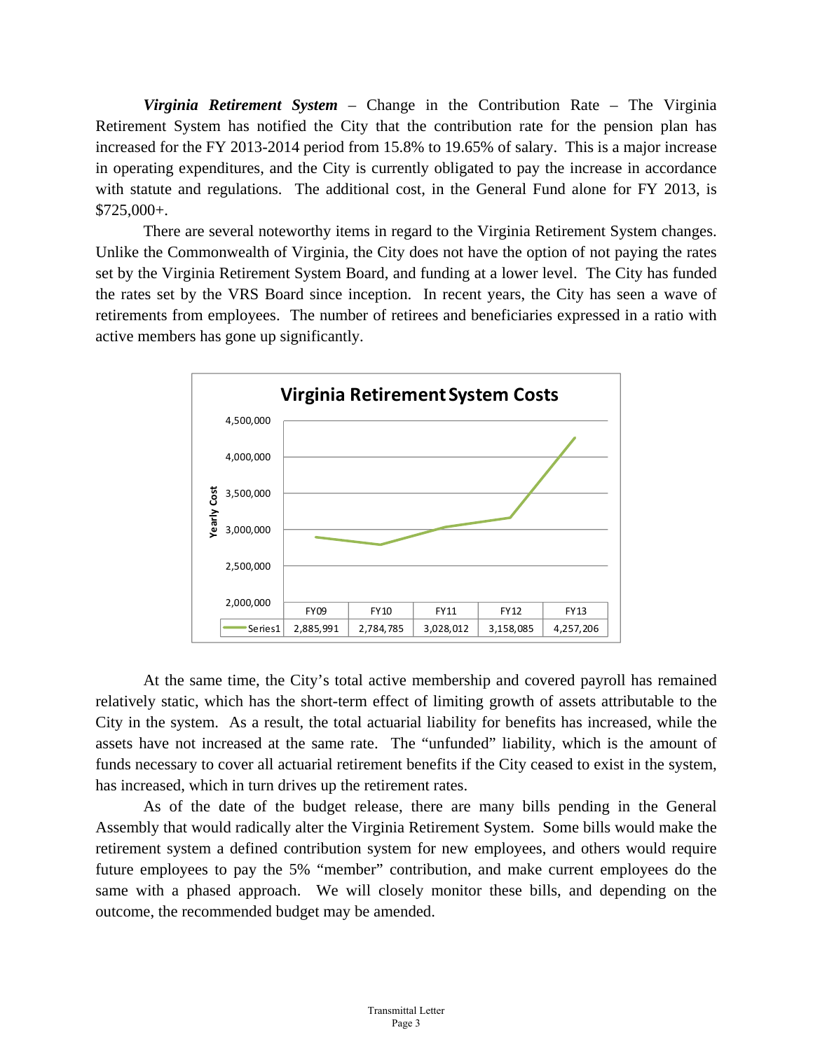***Virginia Retirement System*** – Change in the Contribution Rate – The Virginia Retirement System has notified the City that the contribution rate for the pension plan has increased for the FY 2013-2014 period from 15.8% to 19.65% of salary. This is a major increase in operating expenditures, and the City is currently obligated to pay the increase in accordance with statute and regulations. The additional cost, in the General Fund alone for FY 2013, is $725,000+.

There are several noteworthy items in regard to the Virginia Retirement System changes. Unlike the Commonwealth of Virginia, the City does not have the option of not paying the rates set by the Virginia Retirement System Board, and funding at a lower level. The City has funded the rates set by the VRS Board since inception. In recent years, the City has seen a wave of retirements from employees. The number of retirees and beneficiaries expressed in a ratio with active members has gone up significantly.

**Virginia Retirement System Costs**

| | FY09 | FY10 | FY11 | FY12 | FY13 |
|---|---|---|---|---|---|
| Series1 | 2,885,991 | 2,784,785 | 3,028,012 | 3,158,085 | 4,257,206 |

At the same time, the City's total active membership and covered payroll has remained relatively static, which has the short-term effect of limiting growth of assets attributable to the City in the system. As a result, the total actuarial liability for benefits has increased, while the assets have not increased at the same rate. The "unfunded" liability, which is the amount of funds necessary to cover all actuarial retirement benefits if the City ceased to exist in the system, has increased, which in turn drives up the retirement rates.

As of the date of the budget release, there are many bills pending in the General Assembly that would radically alter the Virginia Retirement System. Some bills would make the retirement system a defined contribution system for new employees, and others would require future employees to pay the 5% "member" contribution, and make current employees do the same with a phased approach. We will closely monitor these bills, and depending on the outcome, the recommended budget may be amended.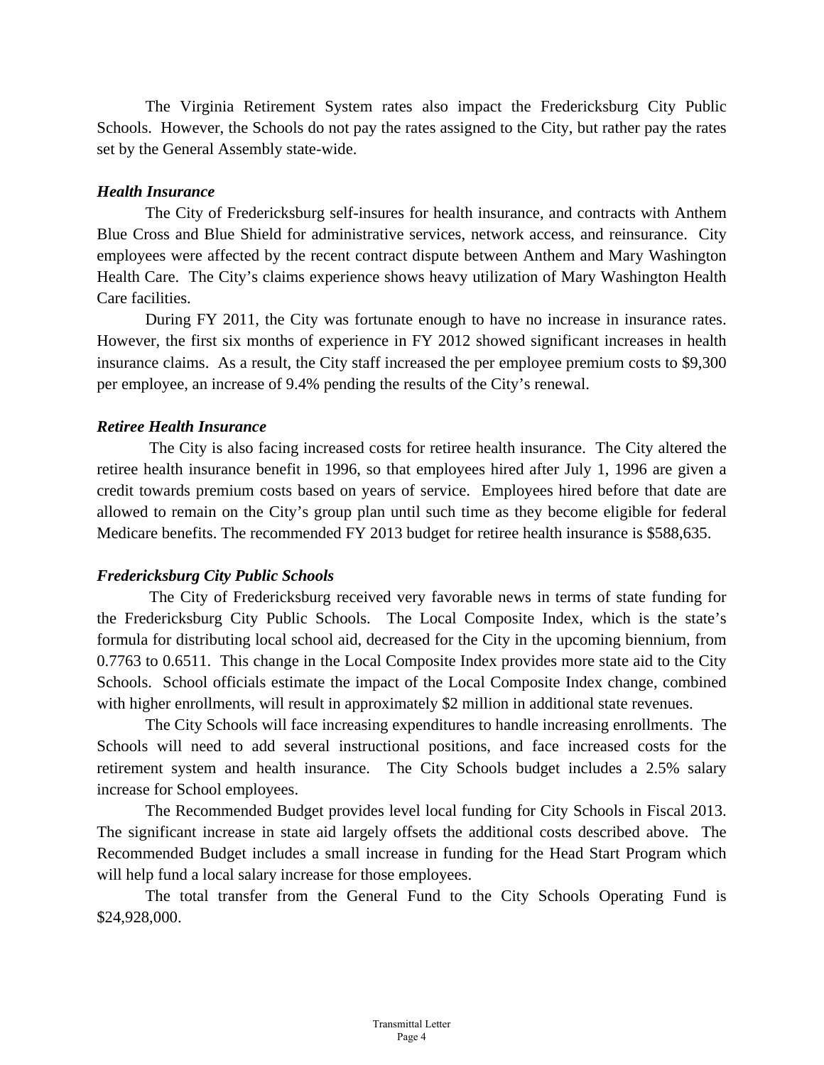The Virginia Retirement System rates also impact the Fredericksburg City Public Schools. However, the Schools do not pay the rates assigned to the City, but rather pay the rates set by the General Assembly state-wide.

***Health Insurance***

The City of Fredericksburg self-insures for health insurance, and contracts with Anthem Blue Cross and Blue Shield for administrative services, network access, and reinsurance. City employees were affected by the recent contract dispute between Anthem and Mary Washington Health Care. The City's claims experience shows heavy utilization of Mary Washington Health Care facilities.

During FY 2011, the City was fortunate enough to have no increase in insurance rates. However, the first six months of experience in FY 2012 showed significant increases in health insurance claims. As a result, the City staff increased the per employee premium costs to $9,300 per employee, an increase of 9.4% pending the results of the City's renewal.

***Retiree Health Insurance***

The City is also facing increased costs for retiree health insurance. The City altered the retiree health insurance benefit in 1996, so that employees hired after July 1, 1996 are given a credit towards premium costs based on years of service. Employees hired before that date are allowed to remain on the City's group plan until such time as they become eligible for federal Medicare benefits. The recommended FY 2013 budget for retiree health insurance is $588,635.

***Fredericksburg City Public Schools***

The City of Fredericksburg received very favorable news in terms of state funding for the Fredericksburg City Public Schools. The Local Composite Index, which is the state's formula for distributing local school aid, decreased for the City in the upcoming biennium, from 0.7763 to 0.6511. This change in the Local Composite Index provides more state aid to the City Schools. School officials estimate the impact of the Local Composite Index change, combined with higher enrollments, will result in approximately $2 million in additional state revenues.

The City Schools will face increasing expenditures to handle increasing enrollments. The Schools will need to add several instructional positions, and face increased costs for the retirement system and health insurance. The City Schools budget includes a 2.5% salary increase for School employees.

The Recommended Budget provides level local funding for City Schools in Fiscal 2013. The significant increase in state aid largely offsets the additional costs described above. The Recommended Budget includes a small increase in funding for the Head Start Program which will help fund a local salary increase for those employees.

The total transfer from the General Fund to the City Schools Operating Fund is $24,928,000.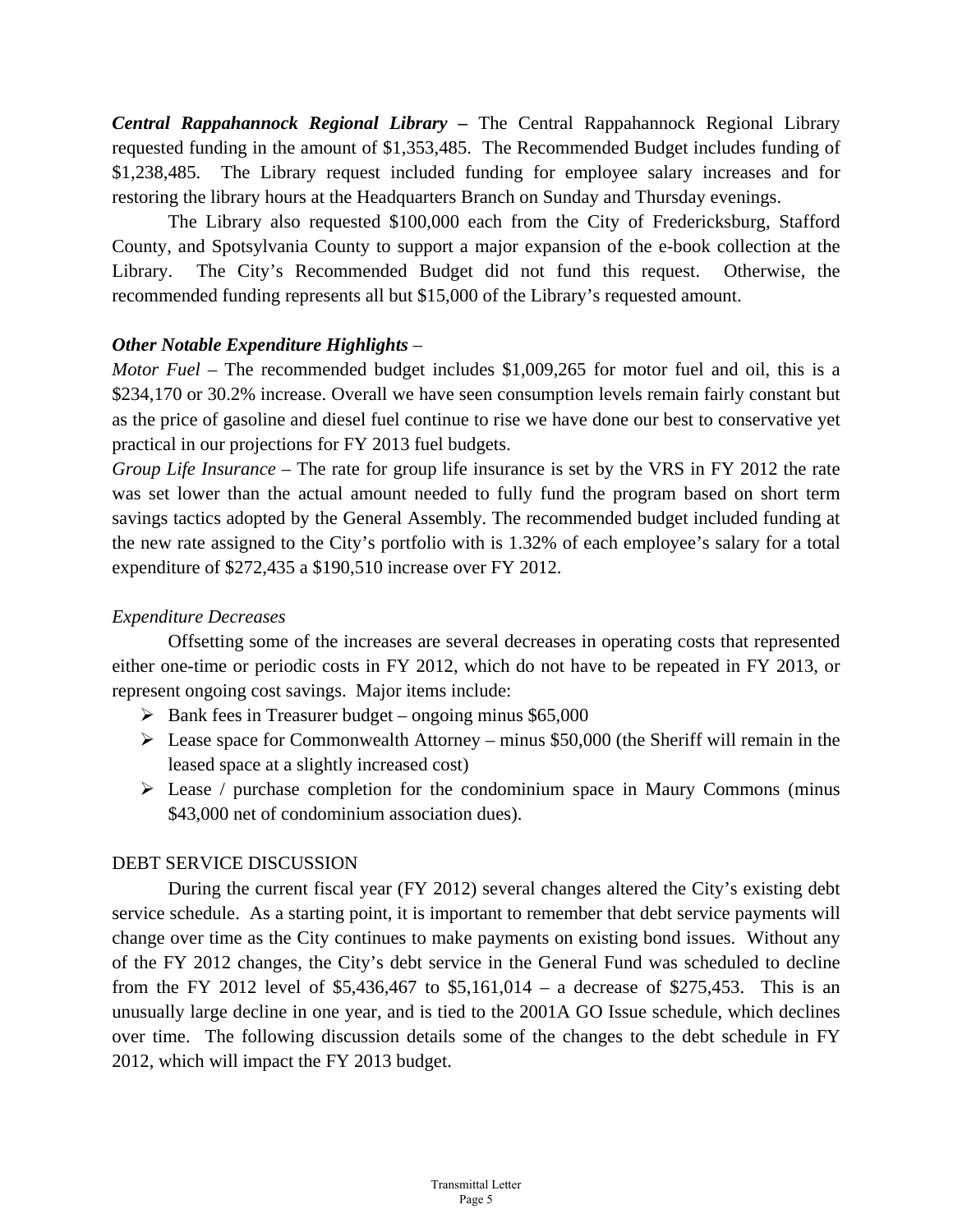***Central Rappahannock Regional Library –*** The Central Rappahannock Regional Library requested funding in the amount of $1,353,485. The Recommended Budget includes funding of $1,238,485. The Library request included funding for employee salary increases and for restoring the library hours at the Headquarters Branch on Sunday and Thursday evenings.

The Library also requested $100,000 each from the City of Fredericksburg, Stafford County, and Spotsylvania County to support a major expansion of the e-book collection at the Library. The City's Recommended Budget did not fund this request. Otherwise, the recommended funding represents all but $15,000 of the Library's requested amount.

***Other Notable Expenditure Highlights*** –

*Motor Fuel* – The recommended budget includes $1,009,265 for motor fuel and oil, this is a $234,170 or 30.2% increase. Overall we have seen consumption levels remain fairly constant but as the price of gasoline and diesel fuel continue to rise we have done our best to conservative yet practical in our projections for FY 2013 fuel budgets.

*Group Life Insurance* – The rate for group life insurance is set by the VRS in FY 2012 the rate was set lower than the actual amount needed to fully fund the program based on short term savings tactics adopted by the General Assembly. The recommended budget included funding at the new rate assigned to the City's portfolio with is 1.32% of each employee's salary for a total expenditure of $272,435 a $190,510 increase over FY 2012.

*Expenditure Decreases*

Offsetting some of the increases are several decreases in operating costs that represented either one-time or periodic costs in FY 2012, which do not have to be repeated in FY 2013, or represent ongoing cost savings. Major items include:

- Bank fees in Treasurer budget – ongoing minus $65,000
- Lease space for Commonwealth Attorney – minus $50,000 (the Sheriff will remain in the leased space at a slightly increased cost)
- Lease / purchase completion for the condominium space in Maury Commons (minus $43,000 net of condominium association dues).

DEBT SERVICE DISCUSSION

During the current fiscal year (FY 2012) several changes altered the City's existing debt service schedule. As a starting point, it is important to remember that debt service payments will change over time as the City continues to make payments on existing bond issues. Without any of the FY 2012 changes, the City's debt service in the General Fund was scheduled to decline from the FY 2012 level of $5,436,467 to $5,161,014 – a decrease of $275,453. This is an unusually large decline in one year, and is tied to the 2001A GO Issue schedule, which declines over time. The following discussion details some of the changes to the debt schedule in FY 2012, which will impact the FY 2013 budget.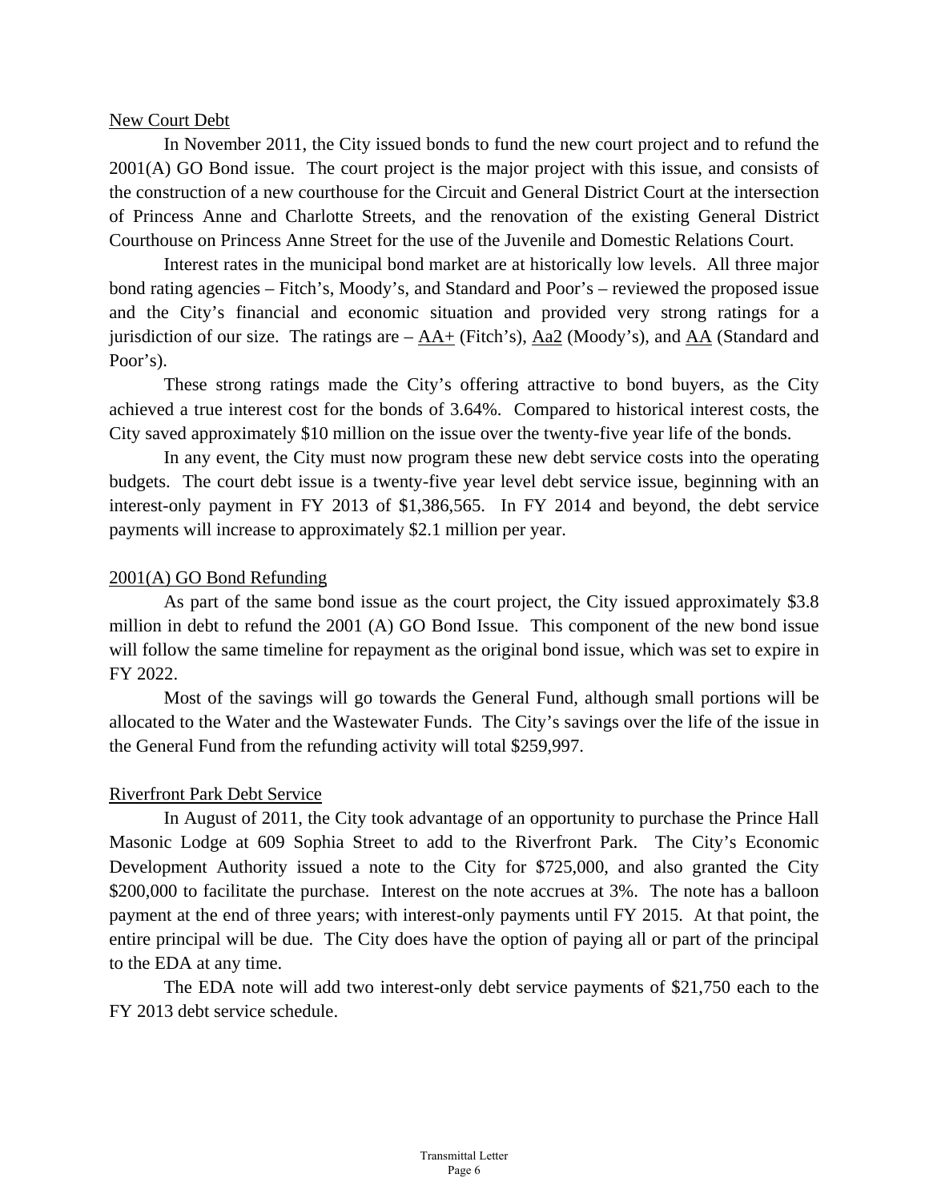New Court Debt

In November 2011, the City issued bonds to fund the new court project and to refund the 2001(A) GO Bond issue. The court project is the major project with this issue, and consists of the construction of a new courthouse for the Circuit and General District Court at the intersection of Princess Anne and Charlotte Streets, and the renovation of the existing General District Courthouse on Princess Anne Street for the use of the Juvenile and Domestic Relations Court.

Interest rates in the municipal bond market are at historically low levels. All three major bond rating agencies – Fitch's, Moody's, and Standard and Poor's – reviewed the proposed issue and the City's financial and economic situation and provided very strong ratings for a jurisdiction of our size. The ratings are – AA+ (Fitch's), Aa2 (Moody's), and AA (Standard and Poor's).

These strong ratings made the City's offering attractive to bond buyers, as the City achieved a true interest cost for the bonds of 3.64%. Compared to historical interest costs, the City saved approximately $10 million on the issue over the twenty-five year life of the bonds.

In any event, the City must now program these new debt service costs into the operating budgets. The court debt issue is a twenty-five year level debt service issue, beginning with an interest-only payment in FY 2013 of $1,386,565. In FY 2014 and beyond, the debt service payments will increase to approximately $2.1 million per year.

2001(A) GO Bond Refunding

As part of the same bond issue as the court project, the City issued approximately $3.8 million in debt to refund the 2001 (A) GO Bond Issue. This component of the new bond issue will follow the same timeline for repayment as the original bond issue, which was set to expire in FY 2022.

Most of the savings will go towards the General Fund, although small portions will be allocated to the Water and the Wastewater Funds. The City's savings over the life of the issue in the General Fund from the refunding activity will total $259,997.

Riverfront Park Debt Service

In August of 2011, the City took advantage of an opportunity to purchase the Prince Hall Masonic Lodge at 609 Sophia Street to add to the Riverfront Park. The City's Economic Development Authority issued a note to the City for $725,000, and also granted the City $200,000 to facilitate the purchase. Interest on the note accrues at 3%. The note has a balloon payment at the end of three years; with interest-only payments until FY 2015. At that point, the entire principal will be due. The City does have the option of paying all or part of the principal to the EDA at any time.

The EDA note will add two interest-only debt service payments of $21,750 each to the FY 2013 debt service schedule.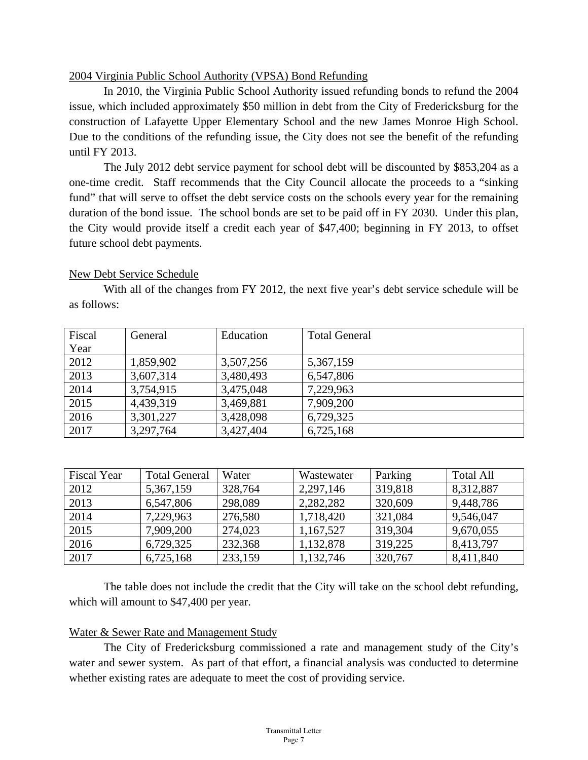## 2004 Virginia Public School Authority (VPSA) Bond Refunding

In 2010, the Virginia Public School Authority issued refunding bonds to refund the 2004 issue, which included approximately $50 million in debt from the City of Fredericksburg for the construction of Lafayette Upper Elementary School and the new James Monroe High School. Due to the conditions of the refunding issue, the City does not see the benefit of the refunding until FY 2013.

The July 2012 debt service payment for school debt will be discounted by $853,204 as a one-time credit. Staff recommends that the City Council allocate the proceeds to a "sinking fund" that will serve to offset the debt service costs on the schools every year for the remaining duration of the bond issue. The school bonds are set to be paid off in FY 2030. Under this plan, the City would provide itself a credit each year of $47,400; beginning in FY 2013, to offset future school debt payments.

## New Debt Service Schedule

With all of the changes from FY 2012, the next five year's debt service schedule will be as follows:

| Fiscal Year | General | Education | Total General |
|---|---|---|---|
| 2012 | 1,859,902 | 3,507,256 | 5,367,159 |
| 2013 | 3,607,314 | 3,480,493 | 6,547,806 |
| 2014 | 3,754,915 | 3,475,048 | 7,229,963 |
| 2015 | 4,439,319 | 3,469,881 | 7,909,200 |
| 2016 | 3,301,227 | 3,428,098 | 6,729,325 |
| 2017 | 3,297,764 | 3,427,404 | 6,725,168 |

| Fiscal Year | Total General | Water | Wastewater | Parking | Total All |
|---|---|---|---|---|---|
| 2012 | 5,367,159 | 328,764 | 2,297,146 | 319,818 | 8,312,887 |
| 2013 | 6,547,806 | 298,089 | 2,282,282 | 320,609 | 9,448,786 |
| 2014 | 7,229,963 | 276,580 | 1,718,420 | 321,084 | 9,546,047 |
| 2015 | 7,909,200 | 274,023 | 1,167,527 | 319,304 | 9,670,055 |
| 2016 | 6,729,325 | 232,368 | 1,132,878 | 319,225 | 8,413,797 |
| 2017 | 6,725,168 | 233,159 | 1,132,746 | 320,767 | 8,411,840 |

The table does not include the credit that the City will take on the school debt refunding, which will amount to $47,400 per year.

## Water & Sewer Rate and Management Study

The City of Fredericksburg commissioned a rate and management study of the City's water and sewer system. As part of that effort, a financial analysis was conducted to determine whether existing rates are adequate to meet the cost of providing service.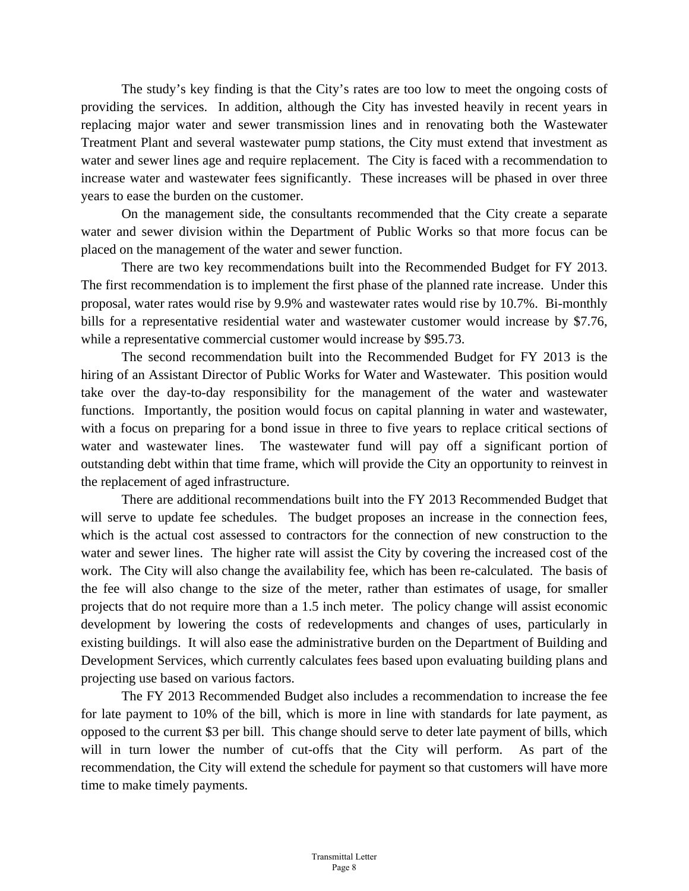The study's key finding is that the City's rates are too low to meet the ongoing costs of providing the services. In addition, although the City has invested heavily in recent years in replacing major water and sewer transmission lines and in renovating both the Wastewater Treatment Plant and several wastewater pump stations, the City must extend that investment as water and sewer lines age and require replacement. The City is faced with a recommendation to increase water and wastewater fees significantly. These increases will be phased in over three years to ease the burden on the customer.

On the management side, the consultants recommended that the City create a separate water and sewer division within the Department of Public Works so that more focus can be placed on the management of the water and sewer function.

There are two key recommendations built into the Recommended Budget for FY 2013. The first recommendation is to implement the first phase of the planned rate increase. Under this proposal, water rates would rise by 9.9% and wastewater rates would rise by 10.7%. Bi-monthly bills for a representative residential water and wastewater customer would increase by $7.76, while a representative commercial customer would increase by $95.73.

The second recommendation built into the Recommended Budget for FY 2013 is the hiring of an Assistant Director of Public Works for Water and Wastewater. This position would take over the day-to-day responsibility for the management of the water and wastewater functions. Importantly, the position would focus on capital planning in water and wastewater, with a focus on preparing for a bond issue in three to five years to replace critical sections of water and wastewater lines. The wastewater fund will pay off a significant portion of outstanding debt within that time frame, which will provide the City an opportunity to reinvest in the replacement of aged infrastructure.

There are additional recommendations built into the FY 2013 Recommended Budget that will serve to update fee schedules. The budget proposes an increase in the connection fees, which is the actual cost assessed to contractors for the connection of new construction to the water and sewer lines. The higher rate will assist the City by covering the increased cost of the work. The City will also change the availability fee, which has been re-calculated. The basis of the fee will also change to the size of the meter, rather than estimates of usage, for smaller projects that do not require more than a 1.5 inch meter. The policy change will assist economic development by lowering the costs of redevelopments and changes of uses, particularly in existing buildings. It will also ease the administrative burden on the Department of Building and Development Services, which currently calculates fees based upon evaluating building plans and projecting use based on various factors.

The FY 2013 Recommended Budget also includes a recommendation to increase the fee for late payment to 10% of the bill, which is more in line with standards for late payment, as opposed to the current $3 per bill. This change should serve to deter late payment of bills, which will in turn lower the number of cut-offs that the City will perform. As part of the recommendation, the City will extend the schedule for payment so that customers will have more time to make timely payments.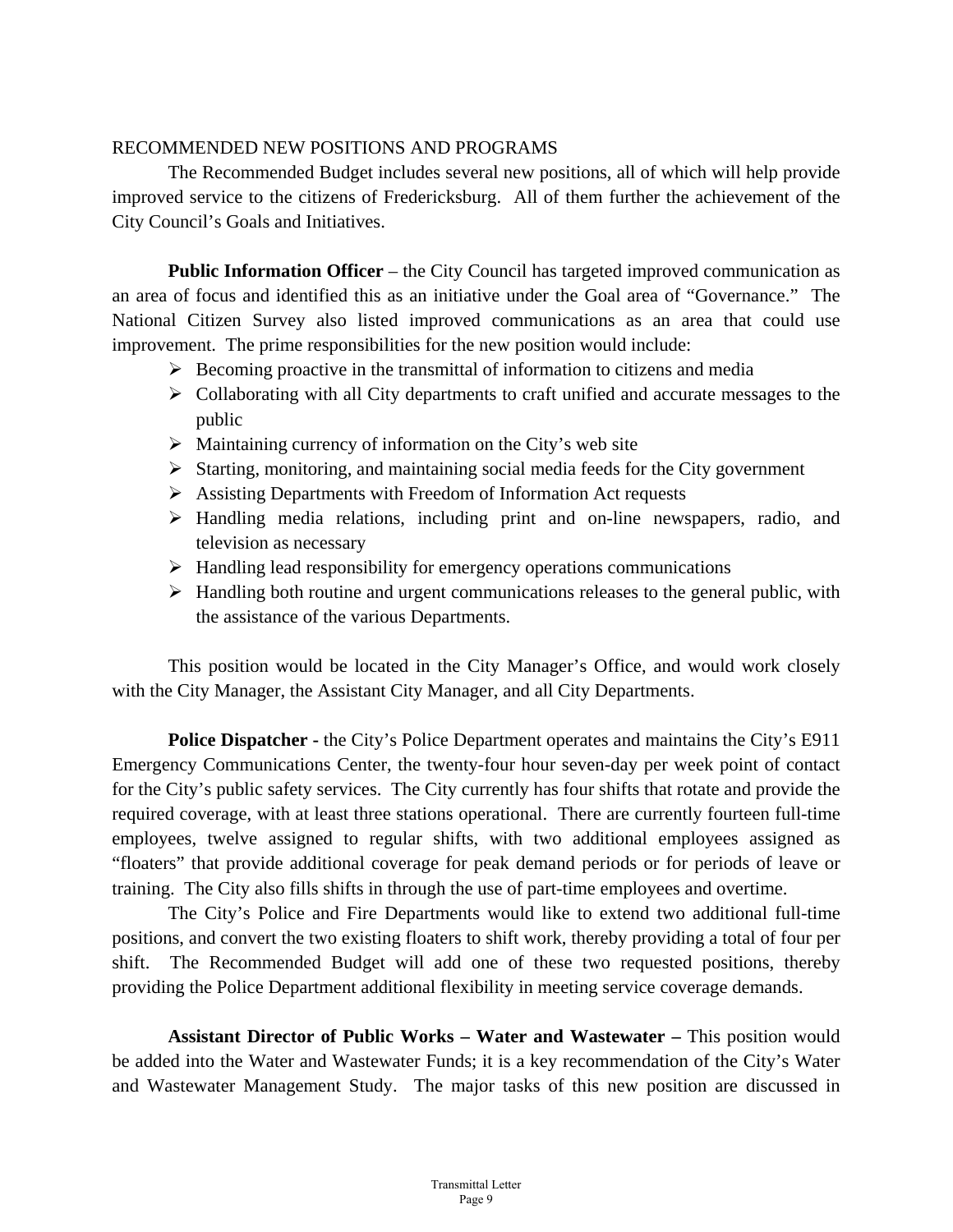## RECOMMENDED NEW POSITIONS AND PROGRAMS

The Recommended Budget includes several new positions, all of which will help provide improved service to the citizens of Fredericksburg. All of them further the achievement of the City Council's Goals and Initiatives.

**Public Information Officer** – the City Council has targeted improved communication as an area of focus and identified this as an initiative under the Goal area of "Governance." The National Citizen Survey also listed improved communications as an area that could use improvement. The prime responsibilities for the new position would include:

- Becoming proactive in the transmittal of information to citizens and media
- Collaborating with all City departments to craft unified and accurate messages to the public
- Maintaining currency of information on the City's web site
- Starting, monitoring, and maintaining social media feeds for the City government
- Assisting Departments with Freedom of Information Act requests
- Handling media relations, including print and on-line newspapers, radio, and television as necessary
- Handling lead responsibility for emergency operations communications
- Handling both routine and urgent communications releases to the general public, with the assistance of the various Departments.

This position would be located in the City Manager's Office, and would work closely with the City Manager, the Assistant City Manager, and all City Departments.

**Police Dispatcher -** the City's Police Department operates and maintains the City's E911 Emergency Communications Center, the twenty-four hour seven-day per week point of contact for the City's public safety services. The City currently has four shifts that rotate and provide the required coverage, with at least three stations operational. There are currently fourteen full-time employees, twelve assigned to regular shifts, with two additional employees assigned as "floaters" that provide additional coverage for peak demand periods or for periods of leave or training. The City also fills shifts in through the use of part-time employees and overtime.

The City's Police and Fire Departments would like to extend two additional full-time positions, and convert the two existing floaters to shift work, thereby providing a total of four per shift. The Recommended Budget will add one of these two requested positions, thereby providing the Police Department additional flexibility in meeting service coverage demands.

**Assistant Director of Public Works – Water and Wastewater –** This position would be added into the Water and Wastewater Funds; it is a key recommendation of the City's Water and Wastewater Management Study. The major tasks of this new position are discussed in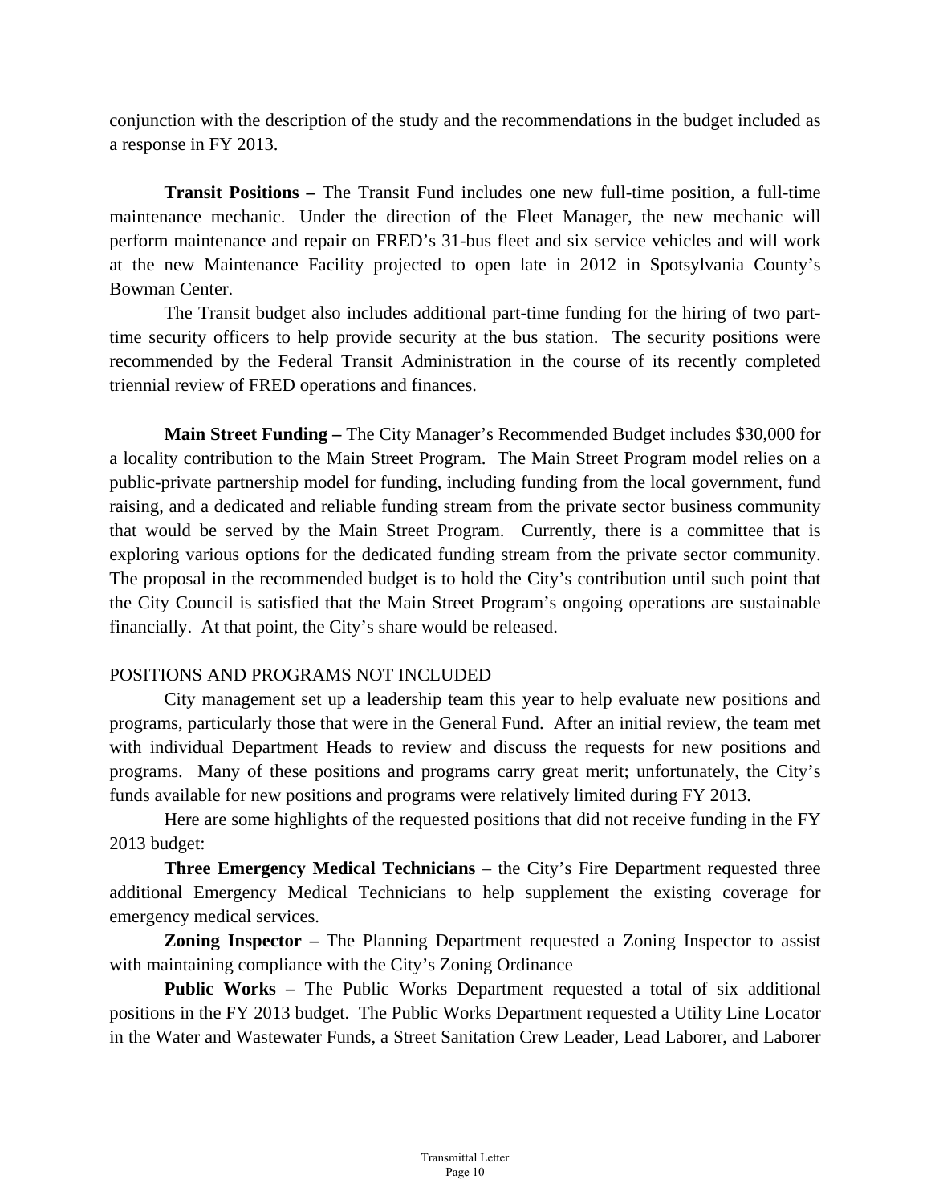conjunction with the description of the study and the recommendations in the budget included as a response in FY 2013.

**Transit Positions –** The Transit Fund includes one new full-time position, a full-time maintenance mechanic. Under the direction of the Fleet Manager, the new mechanic will perform maintenance and repair on FRED's 31-bus fleet and six service vehicles and will work at the new Maintenance Facility projected to open late in 2012 in Spotsylvania County's Bowman Center.

The Transit budget also includes additional part-time funding for the hiring of two part-time security officers to help provide security at the bus station. The security positions were recommended by the Federal Transit Administration in the course of its recently completed triennial review of FRED operations and finances.

**Main Street Funding –** The City Manager's Recommended Budget includes $30,000 for a locality contribution to the Main Street Program. The Main Street Program model relies on a public-private partnership model for funding, including funding from the local government, fund raising, and a dedicated and reliable funding stream from the private sector business community that would be served by the Main Street Program. Currently, there is a committee that is exploring various options for the dedicated funding stream from the private sector community. The proposal in the recommended budget is to hold the City's contribution until such point that the City Council is satisfied that the Main Street Program's ongoing operations are sustainable financially. At that point, the City's share would be released.

POSITIONS AND PROGRAMS NOT INCLUDED

City management set up a leadership team this year to help evaluate new positions and programs, particularly those that were in the General Fund. After an initial review, the team met with individual Department Heads to review and discuss the requests for new positions and programs. Many of these positions and programs carry great merit; unfortunately, the City's funds available for new positions and programs were relatively limited during FY 2013.

Here are some highlights of the requested positions that did not receive funding in the FY 2013 budget:

**Three Emergency Medical Technicians** – the City's Fire Department requested three additional Emergency Medical Technicians to help supplement the existing coverage for emergency medical services.

**Zoning Inspector –** The Planning Department requested a Zoning Inspector to assist with maintaining compliance with the City's Zoning Ordinance

**Public Works –** The Public Works Department requested a total of six additional positions in the FY 2013 budget. The Public Works Department requested a Utility Line Locator in the Water and Wastewater Funds, a Street Sanitation Crew Leader, Lead Laborer, and Laborer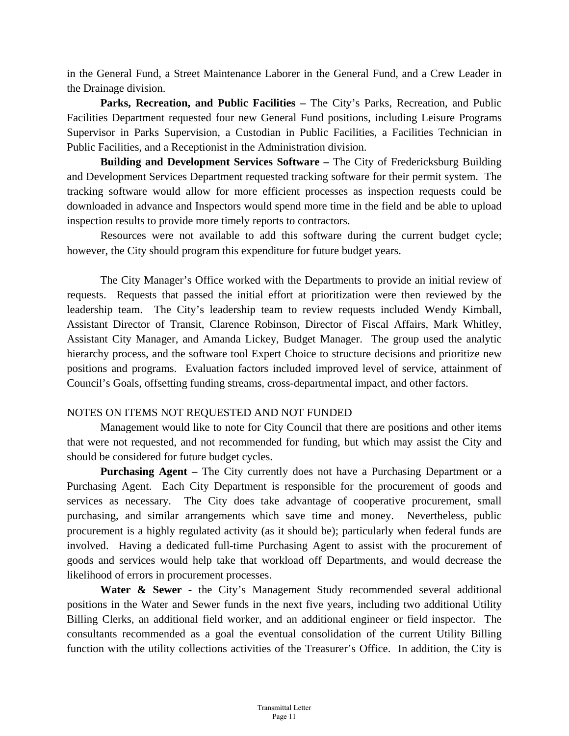in the General Fund, a Street Maintenance Laborer in the General Fund, and a Crew Leader in the Drainage division.

**Parks, Recreation, and Public Facilities –** The City's Parks, Recreation, and Public Facilities Department requested four new General Fund positions, including Leisure Programs Supervisor in Parks Supervision, a Custodian in Public Facilities, a Facilities Technician in Public Facilities, and a Receptionist in the Administration division.

**Building and Development Services Software –** The City of Fredericksburg Building and Development Services Department requested tracking software for their permit system. The tracking software would allow for more efficient processes as inspection requests could be downloaded in advance and Inspectors would spend more time in the field and be able to upload inspection results to provide more timely reports to contractors.

Resources were not available to add this software during the current budget cycle; however, the City should program this expenditure for future budget years.

The City Manager's Office worked with the Departments to provide an initial review of requests. Requests that passed the initial effort at prioritization were then reviewed by the leadership team. The City's leadership team to review requests included Wendy Kimball, Assistant Director of Transit, Clarence Robinson, Director of Fiscal Affairs, Mark Whitley, Assistant City Manager, and Amanda Lickey, Budget Manager. The group used the analytic hierarchy process, and the software tool Expert Choice to structure decisions and prioritize new positions and programs. Evaluation factors included improved level of service, attainment of Council's Goals, offsetting funding streams, cross-departmental impact, and other factors.

NOTES ON ITEMS NOT REQUESTED AND NOT FUNDED

Management would like to note for City Council that there are positions and other items that were not requested, and not recommended for funding, but which may assist the City and should be considered for future budget cycles.

**Purchasing Agent –** The City currently does not have a Purchasing Department or a Purchasing Agent. Each City Department is responsible for the procurement of goods and services as necessary. The City does take advantage of cooperative procurement, small purchasing, and similar arrangements which save time and money. Nevertheless, public procurement is a highly regulated activity (as it should be); particularly when federal funds are involved. Having a dedicated full-time Purchasing Agent to assist with the procurement of goods and services would help take that workload off Departments, and would decrease the likelihood of errors in procurement processes.

**Water & Sewer** - the City's Management Study recommended several additional positions in the Water and Sewer funds in the next five years, including two additional Utility Billing Clerks, an additional field worker, and an additional engineer or field inspector. The consultants recommended as a goal the eventual consolidation of the current Utility Billing function with the utility collections activities of the Treasurer's Office. In addition, the City is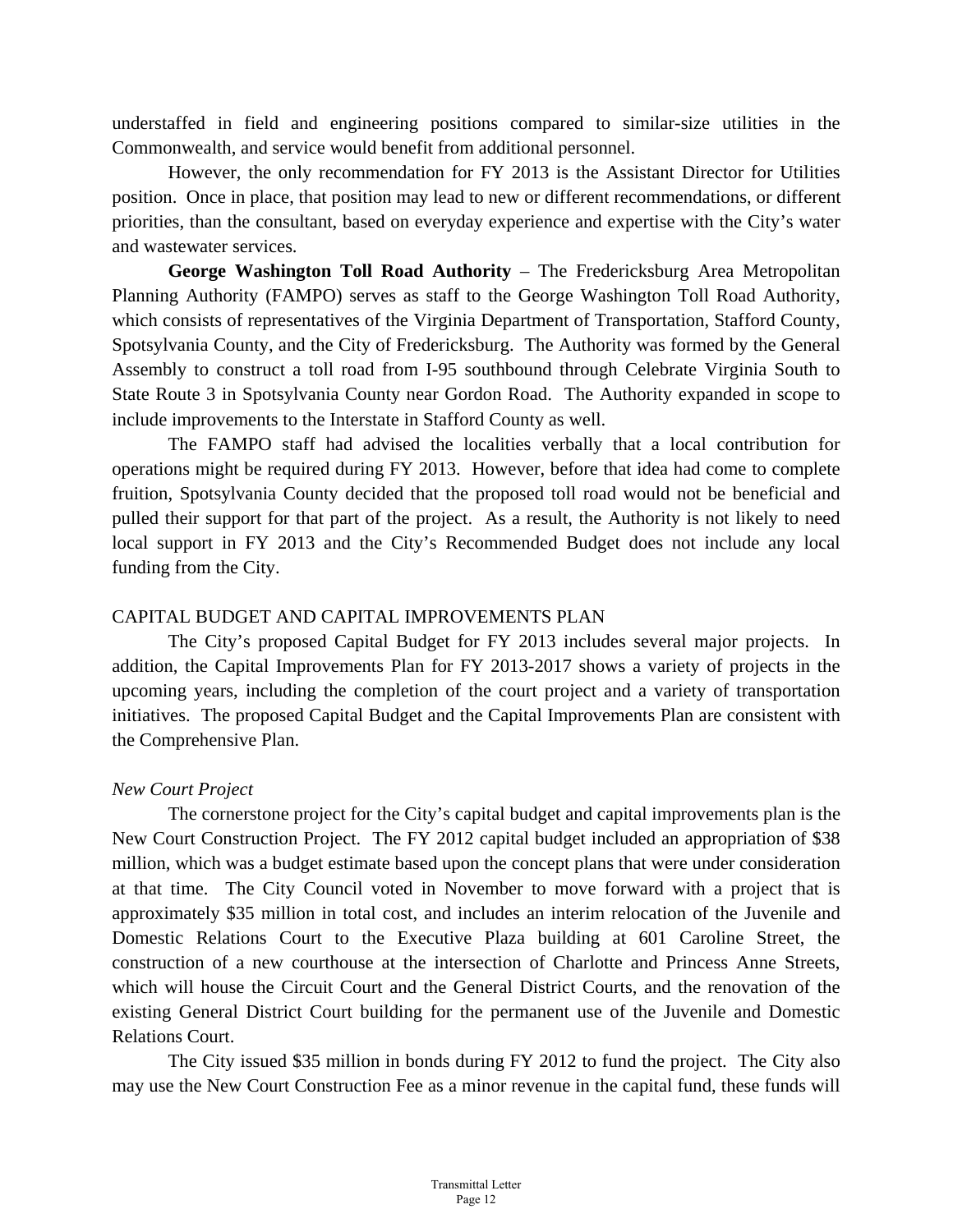understaffed in field and engineering positions compared to similar-size utilities in the Commonwealth, and service would benefit from additional personnel.

However, the only recommendation for FY 2013 is the Assistant Director for Utilities position. Once in place, that position may lead to new or different recommendations, or different priorities, than the consultant, based on everyday experience and expertise with the City's water and wastewater services.

**George Washington Toll Road Authority** – The Fredericksburg Area Metropolitan Planning Authority (FAMPO) serves as staff to the George Washington Toll Road Authority, which consists of representatives of the Virginia Department of Transportation, Stafford County, Spotsylvania County, and the City of Fredericksburg. The Authority was formed by the General Assembly to construct a toll road from I-95 southbound through Celebrate Virginia South to State Route 3 in Spotsylvania County near Gordon Road. The Authority expanded in scope to include improvements to the Interstate in Stafford County as well.

The FAMPO staff had advised the localities verbally that a local contribution for operations might be required during FY 2013. However, before that idea had come to complete fruition, Spotsylvania County decided that the proposed toll road would not be beneficial and pulled their support for that part of the project. As a result, the Authority is not likely to need local support in FY 2013 and the City's Recommended Budget does not include any local funding from the City.

## CAPITAL BUDGET AND CAPITAL IMPROVEMENTS PLAN

The City's proposed Capital Budget for FY 2013 includes several major projects. In addition, the Capital Improvements Plan for FY 2013-2017 shows a variety of projects in the upcoming years, including the completion of the court project and a variety of transportation initiatives. The proposed Capital Budget and the Capital Improvements Plan are consistent with the Comprehensive Plan.

### *New Court Project*

The cornerstone project for the City's capital budget and capital improvements plan is the New Court Construction Project. The FY 2012 capital budget included an appropriation of $38 million, which was a budget estimate based upon the concept plans that were under consideration at that time. The City Council voted in November to move forward with a project that is approximately $35 million in total cost, and includes an interim relocation of the Juvenile and Domestic Relations Court to the Executive Plaza building at 601 Caroline Street, the construction of a new courthouse at the intersection of Charlotte and Princess Anne Streets, which will house the Circuit Court and the General District Courts, and the renovation of the existing General District Court building for the permanent use of the Juvenile and Domestic Relations Court.

The City issued $35 million in bonds during FY 2012 to fund the project. The City also may use the New Court Construction Fee as a minor revenue in the capital fund, these funds will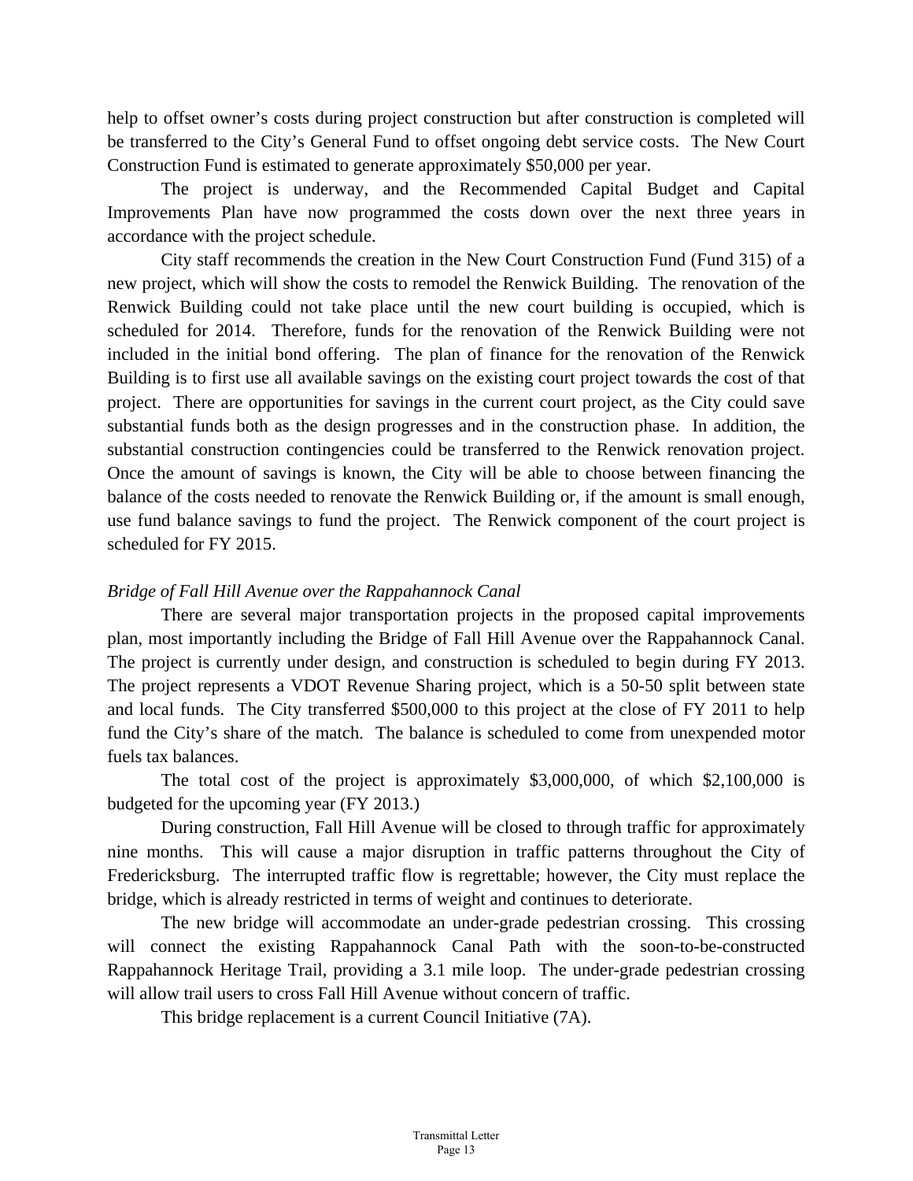help to offset owner's costs during project construction but after construction is completed will be transferred to the City's General Fund to offset ongoing debt service costs. The New Court Construction Fund is estimated to generate approximately $50,000 per year.

The project is underway, and the Recommended Capital Budget and Capital Improvements Plan have now programmed the costs down over the next three years in accordance with the project schedule.

City staff recommends the creation in the New Court Construction Fund (Fund 315) of a new project, which will show the costs to remodel the Renwick Building. The renovation of the Renwick Building could not take place until the new court building is occupied, which is scheduled for 2014. Therefore, funds for the renovation of the Renwick Building were not included in the initial bond offering. The plan of finance for the renovation of the Renwick Building is to first use all available savings on the existing court project towards the cost of that project. There are opportunities for savings in the current court project, as the City could save substantial funds both as the design progresses and in the construction phase. In addition, the substantial construction contingencies could be transferred to the Renwick renovation project. Once the amount of savings is known, the City will be able to choose between financing the balance of the costs needed to renovate the Renwick Building or, if the amount is small enough, use fund balance savings to fund the project. The Renwick component of the court project is scheduled for FY 2015.

*Bridge of Fall Hill Avenue over the Rappahannock Canal*

There are several major transportation projects in the proposed capital improvements plan, most importantly including the Bridge of Fall Hill Avenue over the Rappahannock Canal. The project is currently under design, and construction is scheduled to begin during FY 2013. The project represents a VDOT Revenue Sharing project, which is a 50-50 split between state and local funds. The City transferred $500,000 to this project at the close of FY 2011 to help fund the City's share of the match. The balance is scheduled to come from unexpended motor fuels tax balances.

The total cost of the project is approximately $3,000,000, of which $2,100,000 is budgeted for the upcoming year (FY 2013.)

During construction, Fall Hill Avenue will be closed to through traffic for approximately nine months. This will cause a major disruption in traffic patterns throughout the City of Fredericksburg. The interrupted traffic flow is regrettable; however, the City must replace the bridge, which is already restricted in terms of weight and continues to deteriorate.

The new bridge will accommodate an under-grade pedestrian crossing. This crossing will connect the existing Rappahannock Canal Path with the soon-to-be-constructed Rappahannock Heritage Trail, providing a 3.1 mile loop. The under-grade pedestrian crossing will allow trail users to cross Fall Hill Avenue without concern of traffic.

This bridge replacement is a current Council Initiative (7A).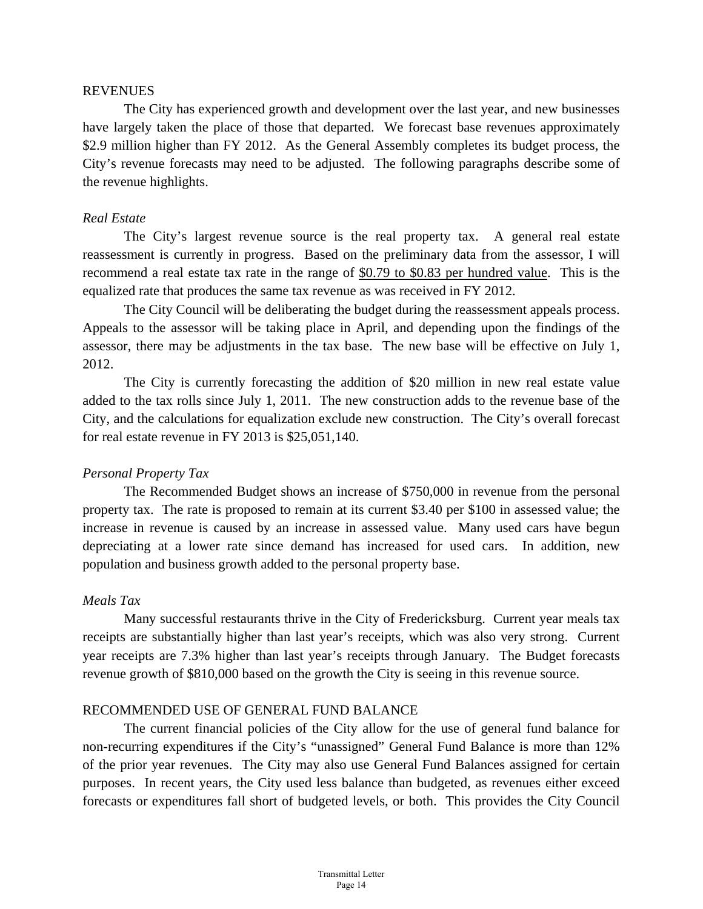## REVENUES

The City has experienced growth and development over the last year, and new businesses have largely taken the place of those that departed. We forecast base revenues approximately $2.9 million higher than FY 2012. As the General Assembly completes its budget process, the City's revenue forecasts may need to be adjusted. The following paragraphs describe some of the revenue highlights.

### *Real Estate*

The City's largest revenue source is the real property tax. A general real estate reassessment is currently in progress. Based on the preliminary data from the assessor, I will recommend a real estate tax rate in the range of <u>$0.79 to $0.83 per hundred value</u>. This is the equalized rate that produces the same tax revenue as was received in FY 2012.

The City Council will be deliberating the budget during the reassessment appeals process. Appeals to the assessor will be taking place in April, and depending upon the findings of the assessor, there may be adjustments in the tax base. The new base will be effective on July 1, 2012.

The City is currently forecasting the addition of $20 million in new real estate value added to the tax rolls since July 1, 2011. The new construction adds to the revenue base of the City, and the calculations for equalization exclude new construction. The City's overall forecast for real estate revenue in FY 2013 is $25,051,140.

### *Personal Property Tax*

The Recommended Budget shows an increase of $750,000 in revenue from the personal property tax. The rate is proposed to remain at its current $3.40 per $100 in assessed value; the increase in revenue is caused by an increase in assessed value. Many used cars have begun depreciating at a lower rate since demand has increased for used cars. In addition, new population and business growth added to the personal property base.

### *Meals Tax*

Many successful restaurants thrive in the City of Fredericksburg. Current year meals tax receipts are substantially higher than last year's receipts, which was also very strong. Current year receipts are 7.3% higher than last year's receipts through January. The Budget forecasts revenue growth of $810,000 based on the growth the City is seeing in this revenue source.

## RECOMMENDED USE OF GENERAL FUND BALANCE

The current financial policies of the City allow for the use of general fund balance for non-recurring expenditures if the City's "unassigned" General Fund Balance is more than 12% of the prior year revenues. The City may also use General Fund Balances assigned for certain purposes. In recent years, the City used less balance than budgeted, as revenues either exceed forecasts or expenditures fall short of budgeted levels, or both. This provides the City Council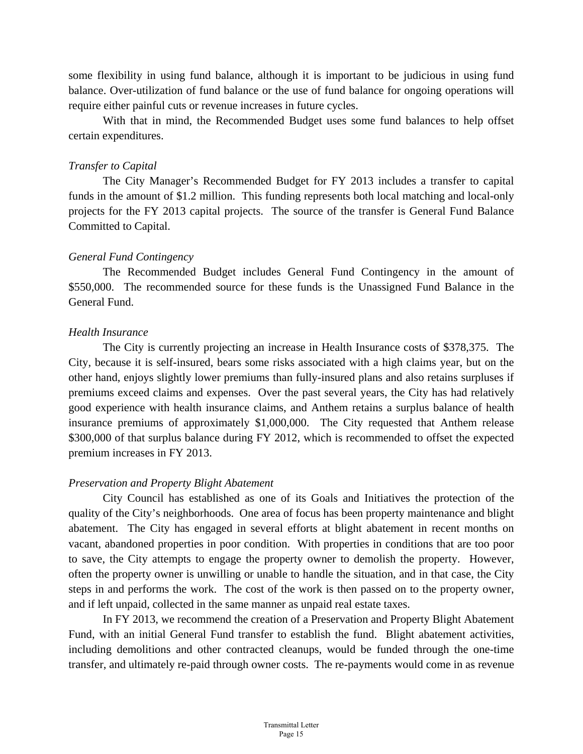some flexibility in using fund balance, although it is important to be judicious in using fund balance. Over-utilization of fund balance or the use of fund balance for ongoing operations will require either painful cuts or revenue increases in future cycles.

With that in mind, the Recommended Budget uses some fund balances to help offset certain expenditures.

*Transfer to Capital*

The City Manager's Recommended Budget for FY 2013 includes a transfer to capital funds in the amount of $1.2 million. This funding represents both local matching and local-only projects for the FY 2013 capital projects. The source of the transfer is General Fund Balance Committed to Capital.

*General Fund Contingency*

The Recommended Budget includes General Fund Contingency in the amount of $550,000. The recommended source for these funds is the Unassigned Fund Balance in the General Fund.

*Health Insurance*

The City is currently projecting an increase in Health Insurance costs of $378,375. The City, because it is self-insured, bears some risks associated with a high claims year, but on the other hand, enjoys slightly lower premiums than fully-insured plans and also retains surpluses if premiums exceed claims and expenses. Over the past several years, the City has had relatively good experience with health insurance claims, and Anthem retains a surplus balance of health insurance premiums of approximately $1,000,000. The City requested that Anthem release $300,000 of that surplus balance during FY 2012, which is recommended to offset the expected premium increases in FY 2013.

*Preservation and Property Blight Abatement*

City Council has established as one of its Goals and Initiatives the protection of the quality of the City's neighborhoods. One area of focus has been property maintenance and blight abatement. The City has engaged in several efforts at blight abatement in recent months on vacant, abandoned properties in poor condition. With properties in conditions that are too poor to save, the City attempts to engage the property owner to demolish the property. However, often the property owner is unwilling or unable to handle the situation, and in that case, the City steps in and performs the work. The cost of the work is then passed on to the property owner, and if left unpaid, collected in the same manner as unpaid real estate taxes.

In FY 2013, we recommend the creation of a Preservation and Property Blight Abatement Fund, with an initial General Fund transfer to establish the fund. Blight abatement activities, including demolitions and other contracted cleanups, would be funded through the one-time transfer, and ultimately re-paid through owner costs. The re-payments would come in as revenue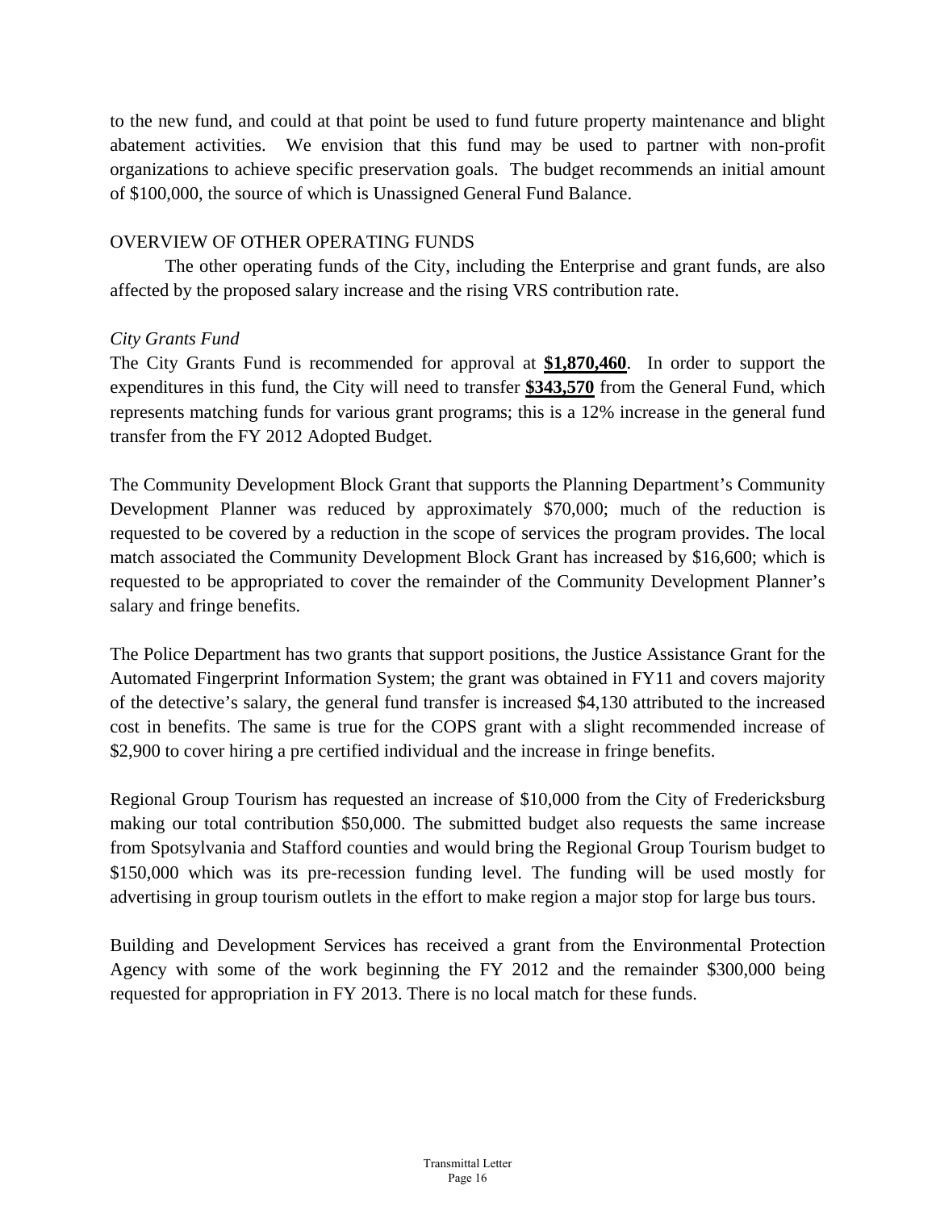to the new fund, and could at that point be used to fund future property maintenance and blight abatement activities. We envision that this fund may be used to partner with non-profit organizations to achieve specific preservation goals. The budget recommends an initial amount of $100,000, the source of which is Unassigned General Fund Balance.

## OVERVIEW OF OTHER OPERATING FUNDS

The other operating funds of the City, including the Enterprise and grant funds, are also affected by the proposed salary increase and the rising VRS contribution rate.

### *City Grants Fund*

The City Grants Fund is recommended for approval at **$1,870,460**. In order to support the expenditures in this fund, the City will need to transfer **$343,570** from the General Fund, which represents matching funds for various grant programs; this is a 12% increase in the general fund transfer from the FY 2012 Adopted Budget.

The Community Development Block Grant that supports the Planning Department's Community Development Planner was reduced by approximately $70,000; much of the reduction is requested to be covered by a reduction in the scope of services the program provides. The local match associated the Community Development Block Grant has increased by $16,600; which is requested to be appropriated to cover the remainder of the Community Development Planner's salary and fringe benefits.

The Police Department has two grants that support positions, the Justice Assistance Grant for the Automated Fingerprint Information System; the grant was obtained in FY11 and covers majority of the detective's salary, the general fund transfer is increased $4,130 attributed to the increased cost in benefits. The same is true for the COPS grant with a slight recommended increase of $2,900 to cover hiring a pre certified individual and the increase in fringe benefits.

Regional Group Tourism has requested an increase of $10,000 from the City of Fredericksburg making our total contribution $50,000. The submitted budget also requests the same increase from Spotsylvania and Stafford counties and would bring the Regional Group Tourism budget to $150,000 which was its pre-recession funding level. The funding will be used mostly for advertising in group tourism outlets in the effort to make region a major stop for large bus tours.

Building and Development Services has received a grant from the Environmental Protection Agency with some of the work beginning the FY 2012 and the remainder $300,000 being requested for appropriation in FY 2013. There is no local match for these funds.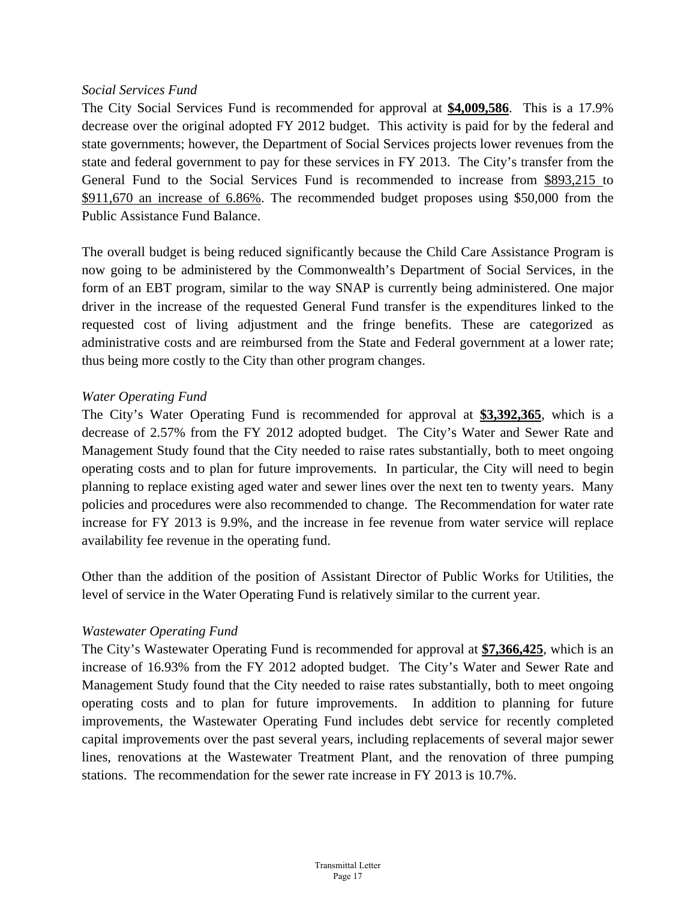*Social Services Fund*

The City Social Services Fund is recommended for approval at **$4,009,586**. This is a 17.9% decrease over the original adopted FY 2012 budget. This activity is paid for by the federal and state governments; however, the Department of Social Services projects lower revenues from the state and federal government to pay for these services in FY 2013. The City's transfer from the General Fund to the Social Services Fund is recommended to increase from $893,215 to $911,670 an increase of 6.86%. The recommended budget proposes using $50,000 from the Public Assistance Fund Balance.

The overall budget is being reduced significantly because the Child Care Assistance Program is now going to be administered by the Commonwealth's Department of Social Services, in the form of an EBT program, similar to the way SNAP is currently being administered. One major driver in the increase of the requested General Fund transfer is the expenditures linked to the requested cost of living adjustment and the fringe benefits. These are categorized as administrative costs and are reimbursed from the State and Federal government at a lower rate; thus being more costly to the City than other program changes.

*Water Operating Fund*

The City's Water Operating Fund is recommended for approval at **$3,392,365**, which is a decrease of 2.57% from the FY 2012 adopted budget. The City's Water and Sewer Rate and Management Study found that the City needed to raise rates substantially, both to meet ongoing operating costs and to plan for future improvements. In particular, the City will need to begin planning to replace existing aged water and sewer lines over the next ten to twenty years. Many policies and procedures were also recommended to change. The Recommendation for water rate increase for FY 2013 is 9.9%, and the increase in fee revenue from water service will replace availability fee revenue in the operating fund.

Other than the addition of the position of Assistant Director of Public Works for Utilities, the level of service in the Water Operating Fund is relatively similar to the current year.

*Wastewater Operating Fund*

The City's Wastewater Operating Fund is recommended for approval at **$7,366,425**, which is an increase of 16.93% from the FY 2012 adopted budget. The City's Water and Sewer Rate and Management Study found that the City needed to raise rates substantially, both to meet ongoing operating costs and to plan for future improvements. In addition to planning for future improvements, the Wastewater Operating Fund includes debt service for recently completed capital improvements over the past several years, including replacements of several major sewer lines, renovations at the Wastewater Treatment Plant, and the renovation of three pumping stations. The recommendation for the sewer rate increase in FY 2013 is 10.7%.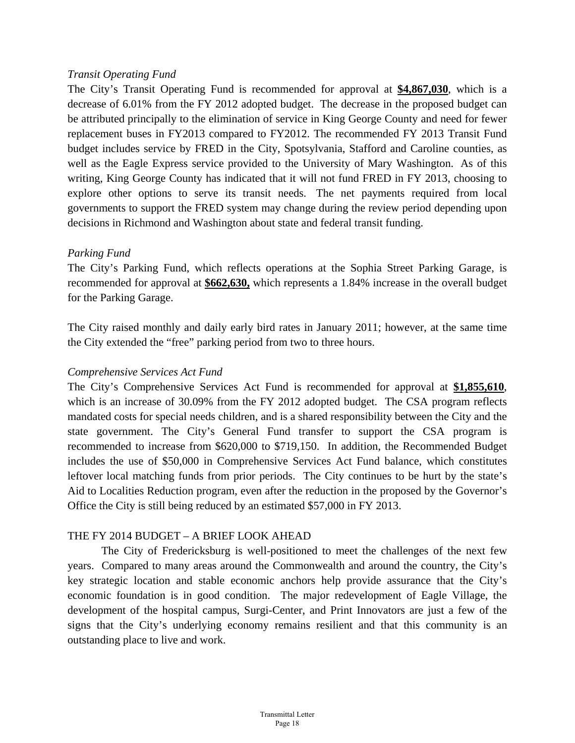*Transit Operating Fund*

The City's Transit Operating Fund is recommended for approval at **<u>$4,867,030</u>**, which is a decrease of 6.01% from the FY 2012 adopted budget. The decrease in the proposed budget can be attributed principally to the elimination of service in King George County and need for fewer replacement buses in FY2013 compared to FY2012. The recommended FY 2013 Transit Fund budget includes service by FRED in the City, Spotsylvania, Stafford and Caroline counties, as well as the Eagle Express service provided to the University of Mary Washington. As of this writing, King George County has indicated that it will not fund FRED in FY 2013, choosing to explore other options to serve its transit needs. The net payments required from local governments to support the FRED system may change during the review period depending upon decisions in Richmond and Washington about state and federal transit funding.

*Parking Fund*

The City's Parking Fund, which reflects operations at the Sophia Street Parking Garage, is recommended for approval at **<u>$662,630,</u>** which represents a 1.84% increase in the overall budget for the Parking Garage.

The City raised monthly and daily early bird rates in January 2011; however, at the same time the City extended the "free" parking period from two to three hours.

*Comprehensive Services Act Fund*

The City's Comprehensive Services Act Fund is recommended for approval at **<u>$1,855,610</u>**, which is an increase of 30.09% from the FY 2012 adopted budget. The CSA program reflects mandated costs for special needs children, and is a shared responsibility between the City and the state government. The City's General Fund transfer to support the CSA program is recommended to increase from $620,000 to $719,150. In addition, the Recommended Budget includes the use of $50,000 in Comprehensive Services Act Fund balance, which constitutes leftover local matching funds from prior periods. The City continues to be hurt by the state's Aid to Localities Reduction program, even after the reduction in the proposed by the Governor's Office the City is still being reduced by an estimated $57,000 in FY 2013.

THE FY 2014 BUDGET – A BRIEF LOOK AHEAD

The City of Fredericksburg is well-positioned to meet the challenges of the next few years. Compared to many areas around the Commonwealth and around the country, the City's key strategic location and stable economic anchors help provide assurance that the City's economic foundation is in good condition. The major redevelopment of Eagle Village, the development of the hospital campus, Surgi-Center, and Print Innovators are just a few of the signs that the City's underlying economy remains resilient and that this community is an outstanding place to live and work.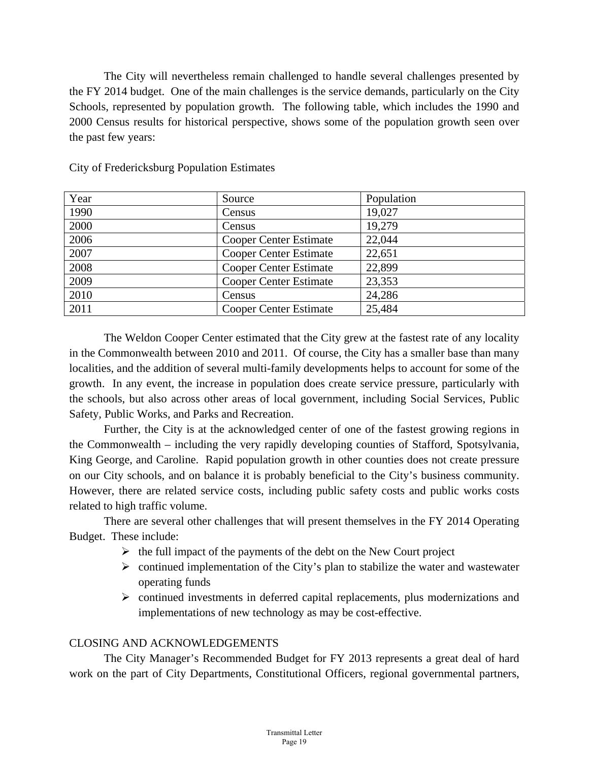The City will nevertheless remain challenged to handle several challenges presented by the FY 2014 budget. One of the main challenges is the service demands, particularly on the City Schools, represented by population growth. The following table, which includes the 1990 and 2000 Census results for historical perspective, shows some of the population growth seen over the past few years:

City of Fredericksburg Population Estimates

| Year | Source | Population |
|---|---|---|
| 1990 | Census | 19,027 |
| 2000 | Census | 19,279 |
| 2006 | Cooper Center Estimate | 22,044 |
| 2007 | Cooper Center Estimate | 22,651 |
| 2008 | Cooper Center Estimate | 22,899 |
| 2009 | Cooper Center Estimate | 23,353 |
| 2010 | Census | 24,286 |
| 2011 | Cooper Center Estimate | 25,484 |

The Weldon Cooper Center estimated that the City grew at the fastest rate of any locality in the Commonwealth between 2010 and 2011. Of course, the City has a smaller base than many localities, and the addition of several multi-family developments helps to account for some of the growth. In any event, the increase in population does create service pressure, particularly with the schools, but also across other areas of local government, including Social Services, Public Safety, Public Works, and Parks and Recreation.

Further, the City is at the acknowledged center of one of the fastest growing regions in the Commonwealth – including the very rapidly developing counties of Stafford, Spotsylvania, King George, and Caroline. Rapid population growth in other counties does not create pressure on our City schools, and on balance it is probably beneficial to the City's business community. However, there are related service costs, including public safety costs and public works costs related to high traffic volume.

There are several other challenges that will present themselves in the FY 2014 Operating Budget. These include:

- the full impact of the payments of the debt on the New Court project
- continued implementation of the City's plan to stabilize the water and wastewater operating funds
- continued investments in deferred capital replacements, plus modernizations and implementations of new technology as may be cost-effective.

## CLOSING AND ACKNOWLEDGEMENTS

The City Manager's Recommended Budget for FY 2013 represents a great deal of hard work on the part of City Departments, Constitutional Officers, regional governmental partners,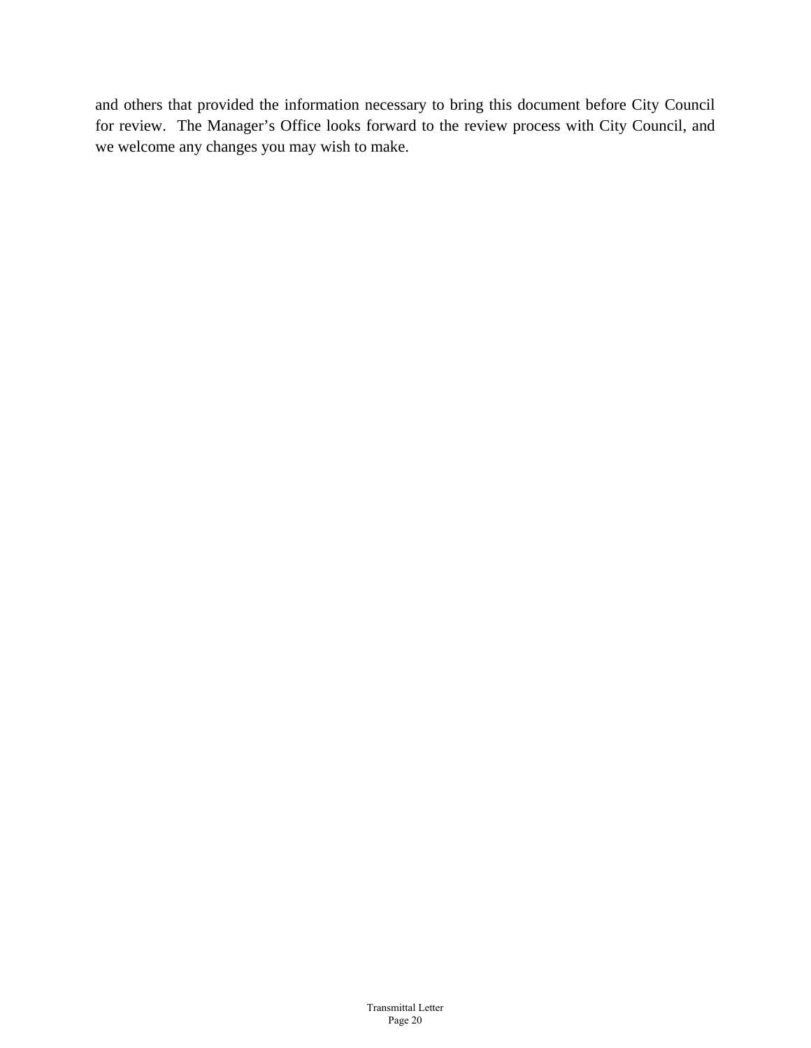and others that provided the information necessary to bring this document before City Council for review.  The Manager’s Office looks forward to the review process with City Council, and we welcome any changes you may wish to make.